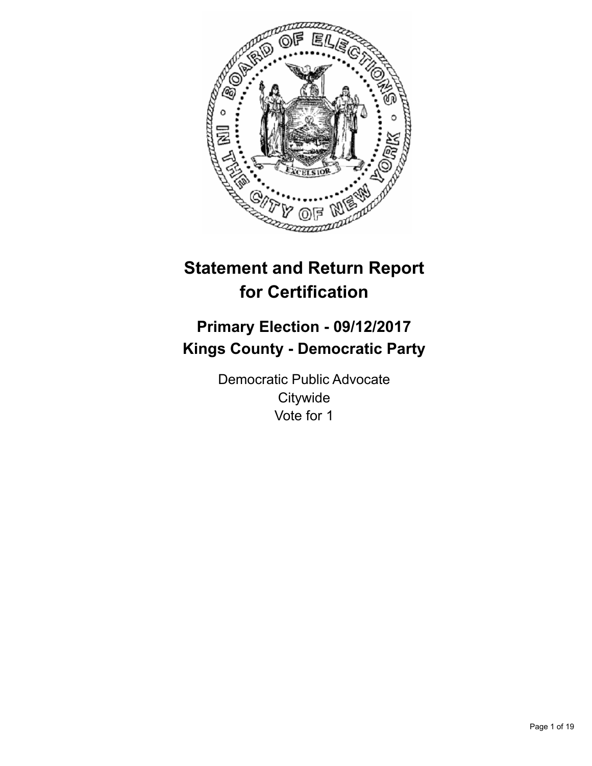# Statement and Return Report for Certification

## Primary Election - 09/12/2017
## Kings County - Democratic Party

Democratic Public Advocate
Citywide
Vote for 1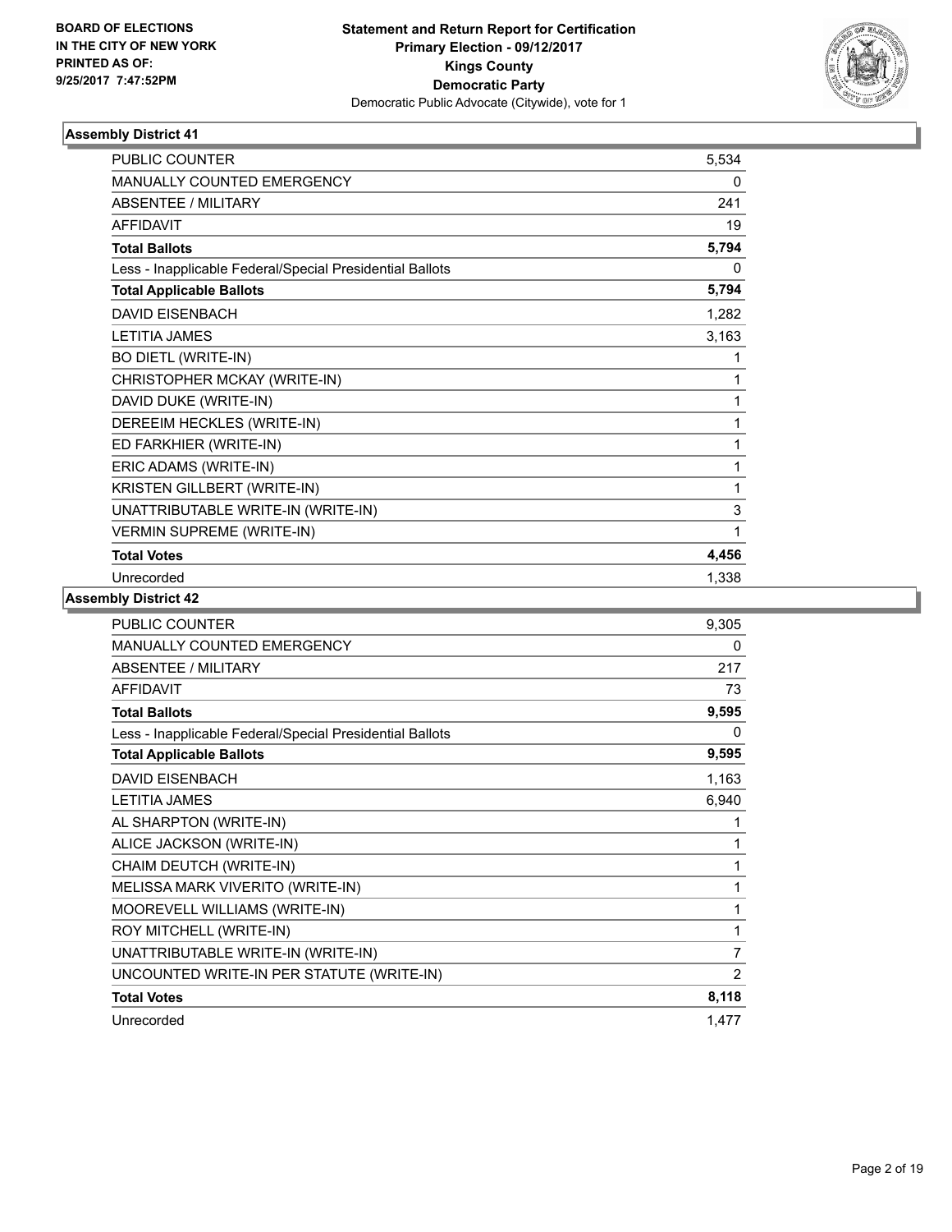BOARD OF ELECTIONS
IN THE CITY OF NEW YORK
PRINTED AS OF:
9/25/2017 7:47:52PM

**Statement and Return Report for Certification**
**Primary Election - 09/12/2017**
**Kings County**
**Democratic Party**
Democratic Public Advocate (Citywide), vote for 1

### Assembly District 41

| | |
|---|---|
| PUBLIC COUNTER | 5,534 |
| MANUALLY COUNTED EMERGENCY | 0 |
| ABSENTEE / MILITARY | 241 |
| AFFIDAVIT | 19 |
| **Total Ballots** | **5,794** |
| Less - Inapplicable Federal/Special Presidential Ballots | 0 |
| **Total Applicable Ballots** | **5,794** |
| DAVID EISENBACH | 1,282 |
| LETITIA JAMES | 3,163 |
| BO DIETL (WRITE-IN) | 1 |
| CHRISTOPHER MCKAY (WRITE-IN) | 1 |
| DAVID DUKE (WRITE-IN) | 1 |
| DEREEIM HECKLES (WRITE-IN) | 1 |
| ED FARKHIER (WRITE-IN) | 1 |
| ERIC ADAMS (WRITE-IN) | 1 |
| KRISTEN GILLBERT (WRITE-IN) | 1 |
| UNATTRIBUTABLE WRITE-IN (WRITE-IN) | 3 |
| VERMIN SUPREME (WRITE-IN) | 1 |
| **Total Votes** | **4,456** |
| Unrecorded | 1,338 |

### Assembly District 42

| | |
|---|---|
| PUBLIC COUNTER | 9,305 |
| MANUALLY COUNTED EMERGENCY | 0 |
| ABSENTEE / MILITARY | 217 |
| AFFIDAVIT | 73 |
| **Total Ballots** | **9,595** |
| Less - Inapplicable Federal/Special Presidential Ballots | 0 |
| **Total Applicable Ballots** | **9,595** |
| DAVID EISENBACH | 1,163 |
| LETITIA JAMES | 6,940 |
| AL SHARPTON (WRITE-IN) | 1 |
| ALICE JACKSON (WRITE-IN) | 1 |
| CHAIM DEUTCH (WRITE-IN) | 1 |
| MELISSA MARK VIVERITO (WRITE-IN) | 1 |
| MOOREVELL WILLIAMS (WRITE-IN) | 1 |
| ROY MITCHELL (WRITE-IN) | 1 |
| UNATTRIBUTABLE WRITE-IN (WRITE-IN) | 7 |
| UNCOUNTED WRITE-IN PER STATUTE (WRITE-IN) | 2 |
| **Total Votes** | **8,118** |
| Unrecorded | 1,477 |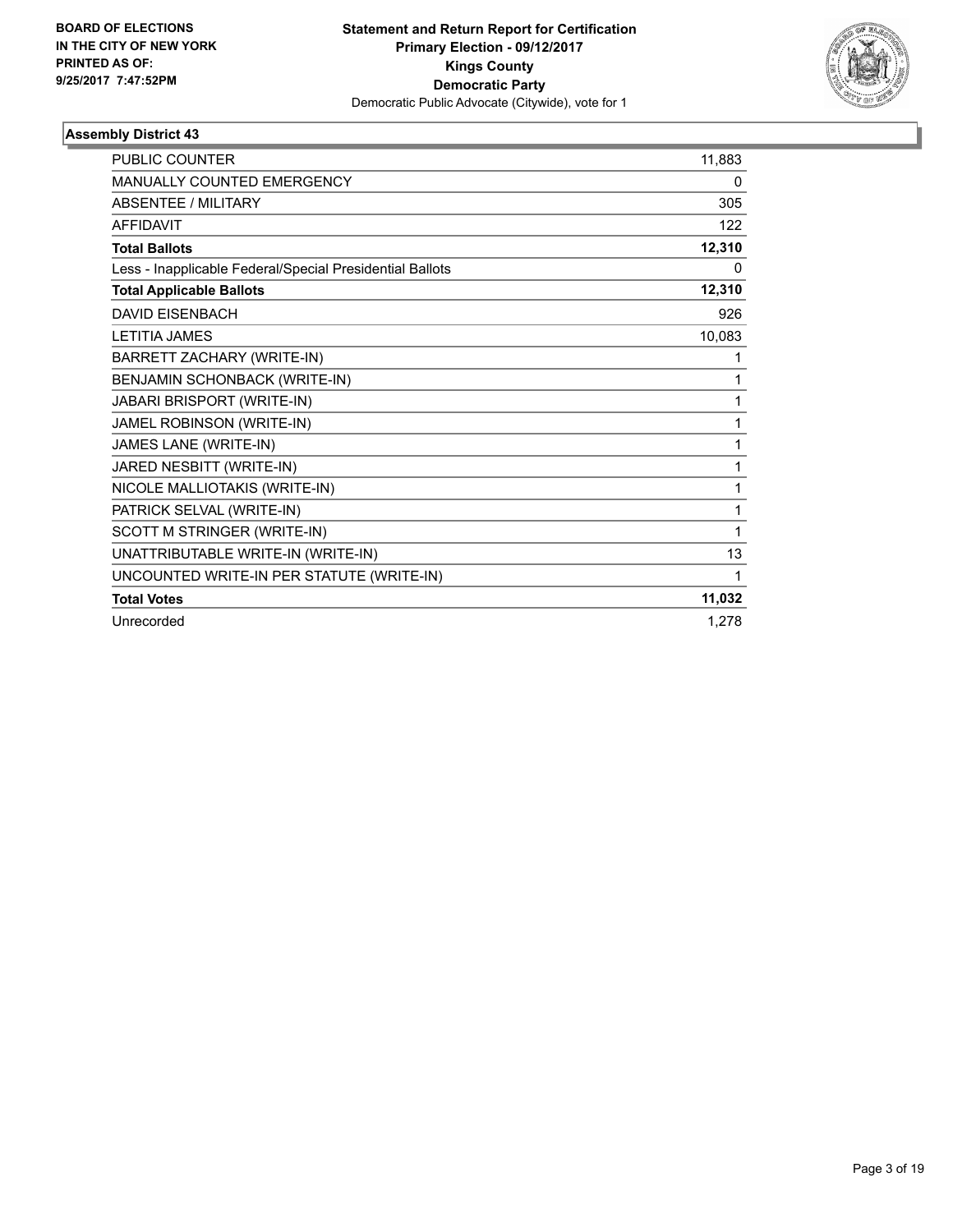**BOARD OF ELECTIONS IN THE CITY OF NEW YORK PRINTED AS OF: 9/25/2017 7:47:52PM**

**Statement and Return Report for Certification**
**Primary Election - 09/12/2017**
**Kings County**
**Democratic Party**
Democratic Public Advocate (Citywide), vote for 1

### Assembly District 43

| | |
|---|---|
| PUBLIC COUNTER | 11,883 |
| MANUALLY COUNTED EMERGENCY | 0 |
| ABSENTEE / MILITARY | 305 |
| AFFIDAVIT | 122 |
| **Total Ballots** | **12,310** |
| Less - Inapplicable Federal/Special Presidential Ballots | 0 |
| **Total Applicable Ballots** | **12,310** |
| DAVID EISENBACH | 926 |
| LETITIA JAMES | 10,083 |
| BARRETT ZACHARY (WRITE-IN) | 1 |
| BENJAMIN SCHONBACK (WRITE-IN) | 1 |
| JABARI BRISPORT (WRITE-IN) | 1 |
| JAMEL ROBINSON (WRITE-IN) | 1 |
| JAMES LANE (WRITE-IN) | 1 |
| JARED NESBITT (WRITE-IN) | 1 |
| NICOLE MALLIOTAKIS (WRITE-IN) | 1 |
| PATRICK SELVAL (WRITE-IN) | 1 |
| SCOTT M STRINGER (WRITE-IN) | 1 |
| UNATTRIBUTABLE WRITE-IN (WRITE-IN) | 13 |
| UNCOUNTED WRITE-IN PER STATUTE (WRITE-IN) | 1 |
| **Total Votes** | **11,032** |
| Unrecorded | 1,278 |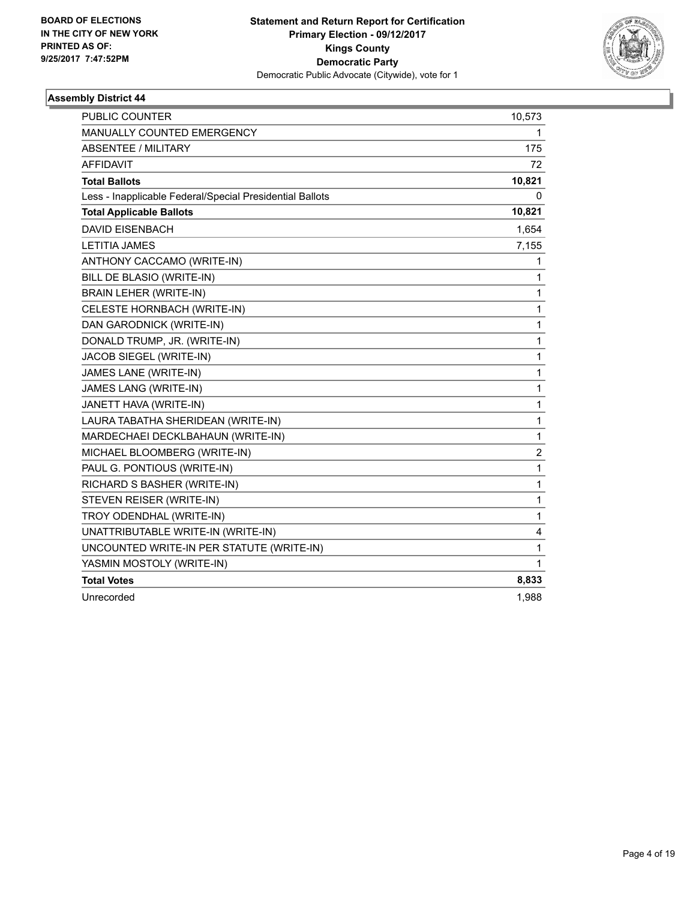BOARD OF ELECTIONS
IN THE CITY OF NEW YORK
PRINTED AS OF:
9/25/2017 7:47:52PM

**Statement and Return Report for Certification**
**Primary Election - 09/12/2017**
**Kings County**
**Democratic Party**
Democratic Public Advocate (Citywide), vote for 1

## Assembly District 44

| | |
|---|---|
| PUBLIC COUNTER | 10,573 |
| MANUALLY COUNTED EMERGENCY | 1 |
| ABSENTEE / MILITARY | 175 |
| AFFIDAVIT | 72 |
| **Total Ballots** | **10,821** |
| Less - Inapplicable Federal/Special Presidential Ballots | 0 |
| **Total Applicable Ballots** | **10,821** |
| DAVID EISENBACH | 1,654 |
| LETITIA JAMES | 7,155 |
| ANTHONY CACCAMO (WRITE-IN) | 1 |
| BILL DE BLASIO (WRITE-IN) | 1 |
| BRAIN LEHER (WRITE-IN) | 1 |
| CELESTE HORNBACH (WRITE-IN) | 1 |
| DAN GARODNICK (WRITE-IN) | 1 |
| DONALD TRUMP, JR. (WRITE-IN) | 1 |
| JACOB SIEGEL (WRITE-IN) | 1 |
| JAMES LANE (WRITE-IN) | 1 |
| JAMES LANG (WRITE-IN) | 1 |
| JANETT HAVA (WRITE-IN) | 1 |
| LAURA TABATHA SHERIDEAN (WRITE-IN) | 1 |
| MARDECHAEI DECKLBAHAUN (WRITE-IN) | 1 |
| MICHAEL BLOOMBERG (WRITE-IN) | 2 |
| PAUL G. PONTIOUS (WRITE-IN) | 1 |
| RICHARD S BASHER (WRITE-IN) | 1 |
| STEVEN REISER (WRITE-IN) | 1 |
| TROY ODENDHAL (WRITE-IN) | 1 |
| UNATTRIBUTABLE WRITE-IN (WRITE-IN) | 4 |
| UNCOUNTED WRITE-IN PER STATUTE (WRITE-IN) | 1 |
| YASMIN MOSTOLY (WRITE-IN) | 1 |
| **Total Votes** | **8,833** |
| Unrecorded | 1,988 |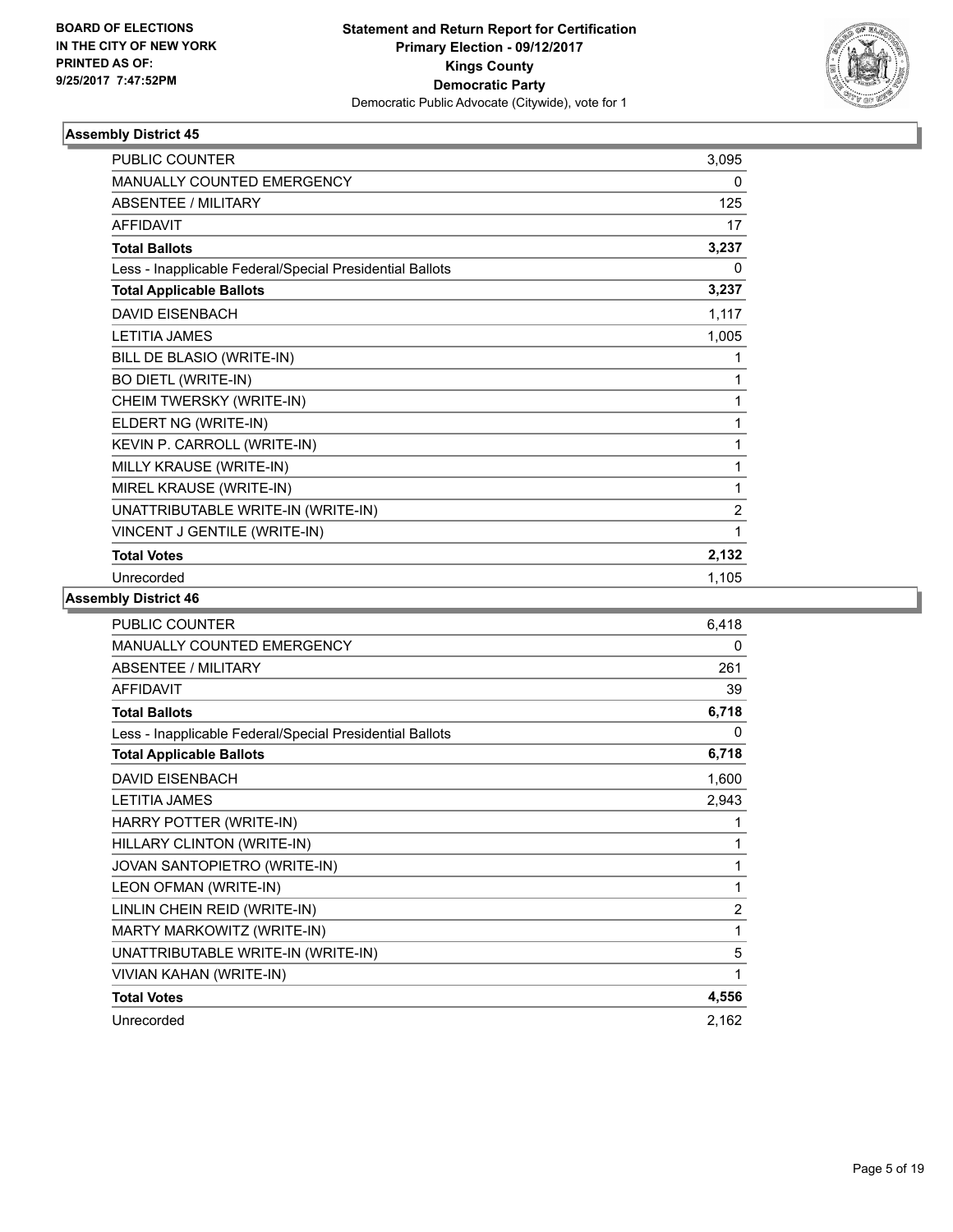**BOARD OF ELECTIONS IN THE CITY OF NEW YORK PRINTED AS OF: 9/25/2017 7:47:52PM**

**Statement and Return Report for Certification Primary Election - 09/12/2017 Kings County Democratic Party**
Democratic Public Advocate (Citywide), vote for 1

### Assembly District 45

| | |
|---|---|
| PUBLIC COUNTER | 3,095 |
| MANUALLY COUNTED EMERGENCY | 0 |
| ABSENTEE / MILITARY | 125 |
| AFFIDAVIT | 17 |
| **Total Ballots** | **3,237** |
| Less - Inapplicable Federal/Special Presidential Ballots | 0 |
| **Total Applicable Ballots** | **3,237** |
| DAVID EISENBACH | 1,117 |
| LETITIA JAMES | 1,005 |
| BILL DE BLASIO (WRITE-IN) | 1 |
| BO DIETL (WRITE-IN) | 1 |
| CHEIM TWERSKY (WRITE-IN) | 1 |
| ELDERT NG (WRITE-IN) | 1 |
| KEVIN P. CARROLL (WRITE-IN) | 1 |
| MILLY KRAUSE (WRITE-IN) | 1 |
| MIREL KRAUSE (WRITE-IN) | 1 |
| UNATTRIBUTABLE WRITE-IN (WRITE-IN) | 2 |
| VINCENT J GENTILE (WRITE-IN) | 1 |
| **Total Votes** | **2,132** |
| Unrecorded | 1,105 |

### Assembly District 46

| | |
|---|---|
| PUBLIC COUNTER | 6,418 |
| MANUALLY COUNTED EMERGENCY | 0 |
| ABSENTEE / MILITARY | 261 |
| AFFIDAVIT | 39 |
| **Total Ballots** | **6,718** |
| Less - Inapplicable Federal/Special Presidential Ballots | 0 |
| **Total Applicable Ballots** | **6,718** |
| DAVID EISENBACH | 1,600 |
| LETITIA JAMES | 2,943 |
| HARRY POTTER (WRITE-IN) | 1 |
| HILLARY CLINTON (WRITE-IN) | 1 |
| JOVAN SANTOPIETRO (WRITE-IN) | 1 |
| LEON OFMAN (WRITE-IN) | 1 |
| LINLIN CHEIN REID (WRITE-IN) | 2 |
| MARTY MARKOWITZ (WRITE-IN) | 1 |
| UNATTRIBUTABLE WRITE-IN (WRITE-IN) | 5 |
| VIVIAN KAHAN (WRITE-IN) | 1 |
| **Total Votes** | **4,556** |
| Unrecorded | 2,162 |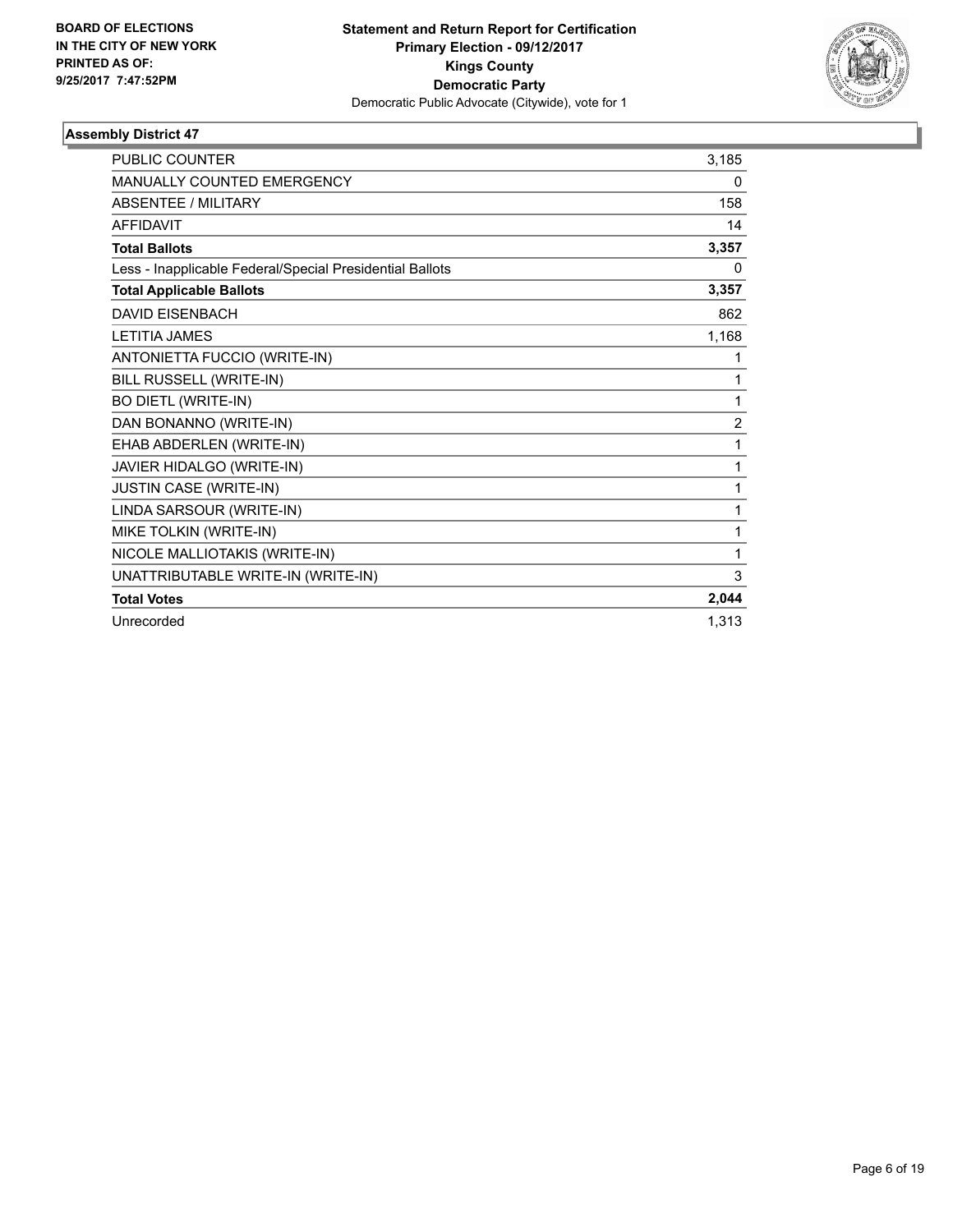**BOARD OF ELECTIONS IN THE CITY OF NEW YORK PRINTED AS OF: 9/25/2017 7:47:52PM**

**Statement and Return Report for Certification**
**Primary Election - 09/12/2017**
**Kings County**
**Democratic Party**
Democratic Public Advocate (Citywide), vote for 1

### Assembly District 47

| | |
|---|---|
| PUBLIC COUNTER | 3,185 |
| MANUALLY COUNTED EMERGENCY | 0 |
| ABSENTEE / MILITARY | 158 |
| AFFIDAVIT | 14 |
| **Total Ballots** | **3,357** |
| Less - Inapplicable Federal/Special Presidential Ballots | 0 |
| **Total Applicable Ballots** | **3,357** |
| DAVID EISENBACH | 862 |
| LETITIA JAMES | 1,168 |
| ANTONIETTA FUCCIO (WRITE-IN) | 1 |
| BILL RUSSELL (WRITE-IN) | 1 |
| BO DIETL (WRITE-IN) | 1 |
| DAN BONANNO (WRITE-IN) | 2 |
| EHAB ABDERLEN (WRITE-IN) | 1 |
| JAVIER HIDALGO (WRITE-IN) | 1 |
| JUSTIN CASE (WRITE-IN) | 1 |
| LINDA SARSOUR (WRITE-IN) | 1 |
| MIKE TOLKIN (WRITE-IN) | 1 |
| NICOLE MALLIOTAKIS (WRITE-IN) | 1 |
| UNATTRIBUTABLE WRITE-IN (WRITE-IN) | 3 |
| **Total Votes** | **2,044** |
| Unrecorded | 1,313 |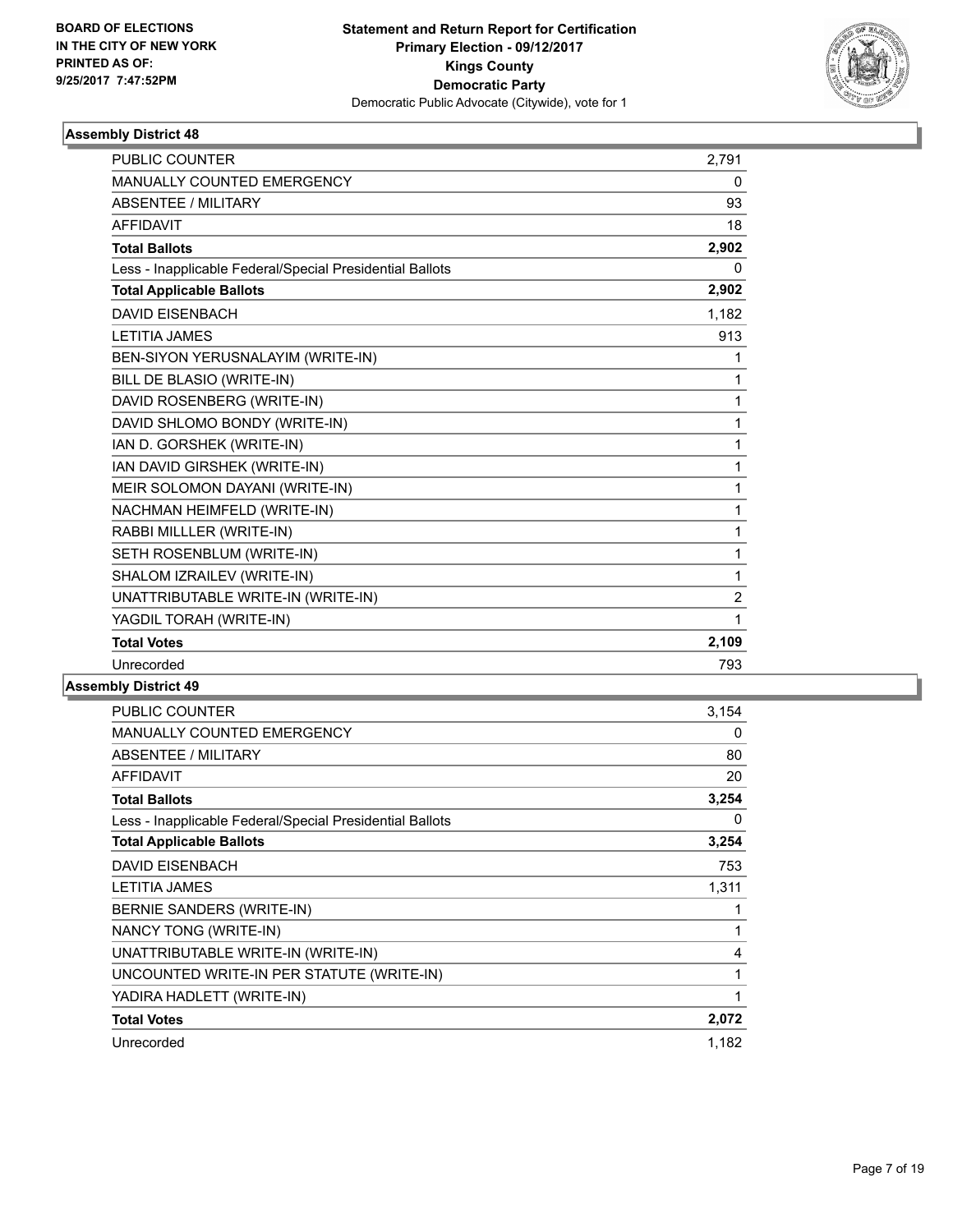BOARD OF ELECTIONS
IN THE CITY OF NEW YORK
PRINTED AS OF:
9/25/2017 7:47:52PM

**Statement and Return Report for Certification**
**Primary Election - 09/12/2017**
**Kings County**
**Democratic Party**
Democratic Public Advocate (Citywide), vote for 1

### Assembly District 48

| | |
|---|---|
| PUBLIC COUNTER | 2,791 |
| MANUALLY COUNTED EMERGENCY | 0 |
| ABSENTEE / MILITARY | 93 |
| AFFIDAVIT | 18 |
| **Total Ballots** | **2,902** |
| Less - Inapplicable Federal/Special Presidential Ballots | 0 |
| **Total Applicable Ballots** | **2,902** |
| DAVID EISENBACH | 1,182 |
| LETITIA JAMES | 913 |
| BEN-SIYON YERUSNALAYIM (WRITE-IN) | 1 |
| BILL DE BLASIO (WRITE-IN) | 1 |
| DAVID ROSENBERG (WRITE-IN) | 1 |
| DAVID SHLOMO BONDY (WRITE-IN) | 1 |
| IAN D. GORSHEK (WRITE-IN) | 1 |
| IAN DAVID GIRSHEK (WRITE-IN) | 1 |
| MEIR SOLOMON DAYANI (WRITE-IN) | 1 |
| NACHMAN HEIMFELD (WRITE-IN) | 1 |
| RABBI MILLLER (WRITE-IN) | 1 |
| SETH ROSENBLUM (WRITE-IN) | 1 |
| SHALOM IZRAILEV (WRITE-IN) | 1 |
| UNATTRIBUTABLE WRITE-IN (WRITE-IN) | 2 |
| YAGDIL TORAH (WRITE-IN) | 1 |
| **Total Votes** | **2,109** |
| Unrecorded | 793 |

### Assembly District 49

| | |
|---|---|
| PUBLIC COUNTER | 3,154 |
| MANUALLY COUNTED EMERGENCY | 0 |
| ABSENTEE / MILITARY | 80 |
| AFFIDAVIT | 20 |
| **Total Ballots** | **3,254** |
| Less - Inapplicable Federal/Special Presidential Ballots | 0 |
| **Total Applicable Ballots** | **3,254** |
| DAVID EISENBACH | 753 |
| LETITIA JAMES | 1,311 |
| BERNIE SANDERS (WRITE-IN) | 1 |
| NANCY TONG (WRITE-IN) | 1 |
| UNATTRIBUTABLE WRITE-IN (WRITE-IN) | 4 |
| UNCOUNTED WRITE-IN PER STATUTE (WRITE-IN) | 1 |
| YADIRA HADLETT (WRITE-IN) | 1 |
| **Total Votes** | **2,072** |
| Unrecorded | 1,182 |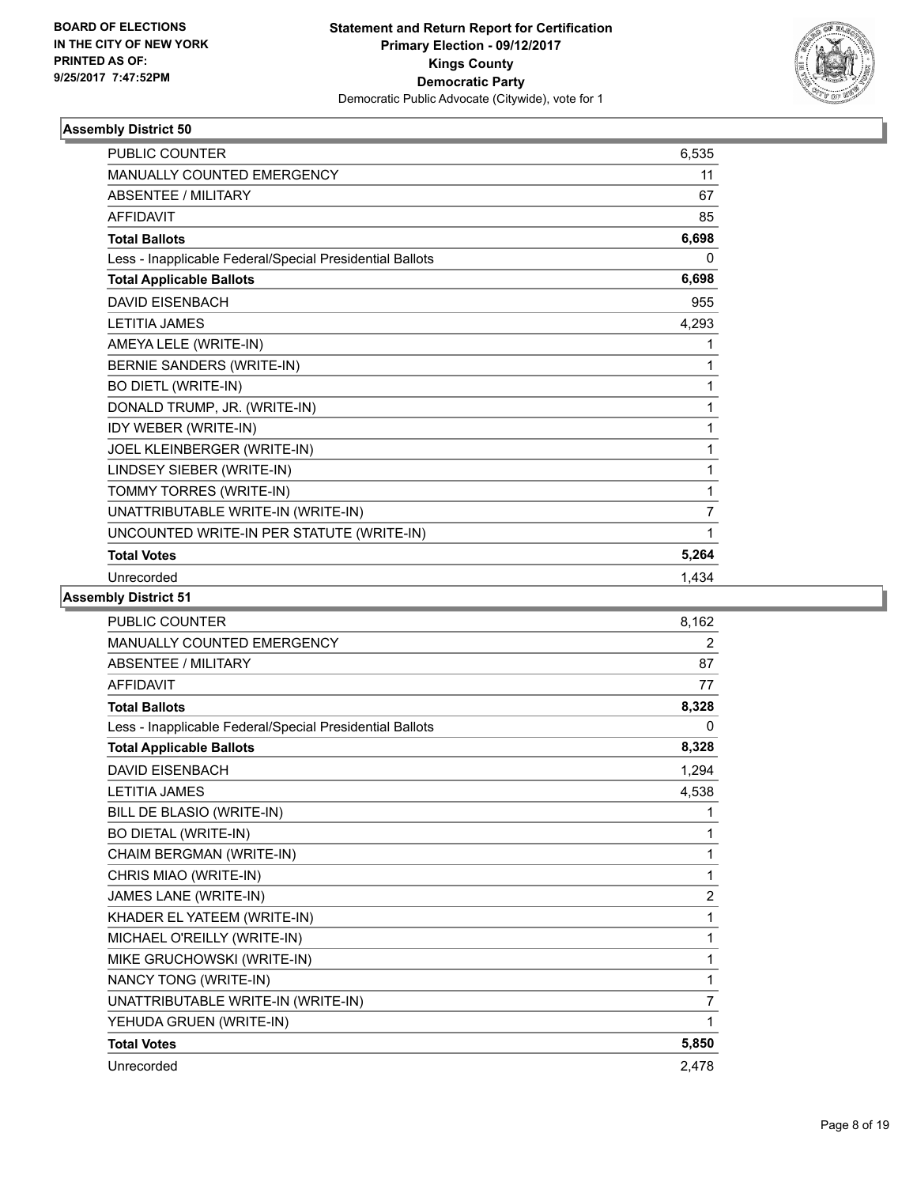**BOARD OF ELECTIONS IN THE CITY OF NEW YORK PRINTED AS OF: 9/25/2017 7:47:52PM**

**Statement and Return Report for Certification Primary Election - 09/12/2017 Kings County Democratic Party**
Democratic Public Advocate (Citywide), vote for 1

### Assembly District 50

| | |
|---|---|
| PUBLIC COUNTER | 6,535 |
| MANUALLY COUNTED EMERGENCY | 11 |
| ABSENTEE / MILITARY | 67 |
| AFFIDAVIT | 85 |
| **Total Ballots** | **6,698** |
| Less - Inapplicable Federal/Special Presidential Ballots | 0 |
| **Total Applicable Ballots** | **6,698** |
| DAVID EISENBACH | 955 |
| LETITIA JAMES | 4,293 |
| AMEYA LELE (WRITE-IN) | 1 |
| BERNIE SANDERS (WRITE-IN) | 1 |
| BO DIETL (WRITE-IN) | 1 |
| DONALD TRUMP, JR. (WRITE-IN) | 1 |
| IDY WEBER (WRITE-IN) | 1 |
| JOEL KLEINBERGER (WRITE-IN) | 1 |
| LINDSEY SIEBER (WRITE-IN) | 1 |
| TOMMY TORRES (WRITE-IN) | 1 |
| UNATTRIBUTABLE WRITE-IN (WRITE-IN) | 7 |
| UNCOUNTED WRITE-IN PER STATUTE (WRITE-IN) | 1 |
| **Total Votes** | **5,264** |
| Unrecorded | 1,434 |

### Assembly District 51

| | |
|---|---|
| PUBLIC COUNTER | 8,162 |
| MANUALLY COUNTED EMERGENCY | 2 |
| ABSENTEE / MILITARY | 87 |
| AFFIDAVIT | 77 |
| **Total Ballots** | **8,328** |
| Less - Inapplicable Federal/Special Presidential Ballots | 0 |
| **Total Applicable Ballots** | **8,328** |
| DAVID EISENBACH | 1,294 |
| LETITIA JAMES | 4,538 |
| BILL DE BLASIO (WRITE-IN) | 1 |
| BO DIETAL (WRITE-IN) | 1 |
| CHAIM BERGMAN (WRITE-IN) | 1 |
| CHRIS MIAO (WRITE-IN) | 1 |
| JAMES LANE (WRITE-IN) | 2 |
| KHADER EL YATEEM (WRITE-IN) | 1 |
| MICHAEL O'REILLY (WRITE-IN) | 1 |
| MIKE GRUCHOWSKI (WRITE-IN) | 1 |
| NANCY TONG (WRITE-IN) | 1 |
| UNATTRIBUTABLE WRITE-IN (WRITE-IN) | 7 |
| YEHUDA GRUEN (WRITE-IN) | 1 |
| **Total Votes** | **5,850** |
| Unrecorded | 2,478 |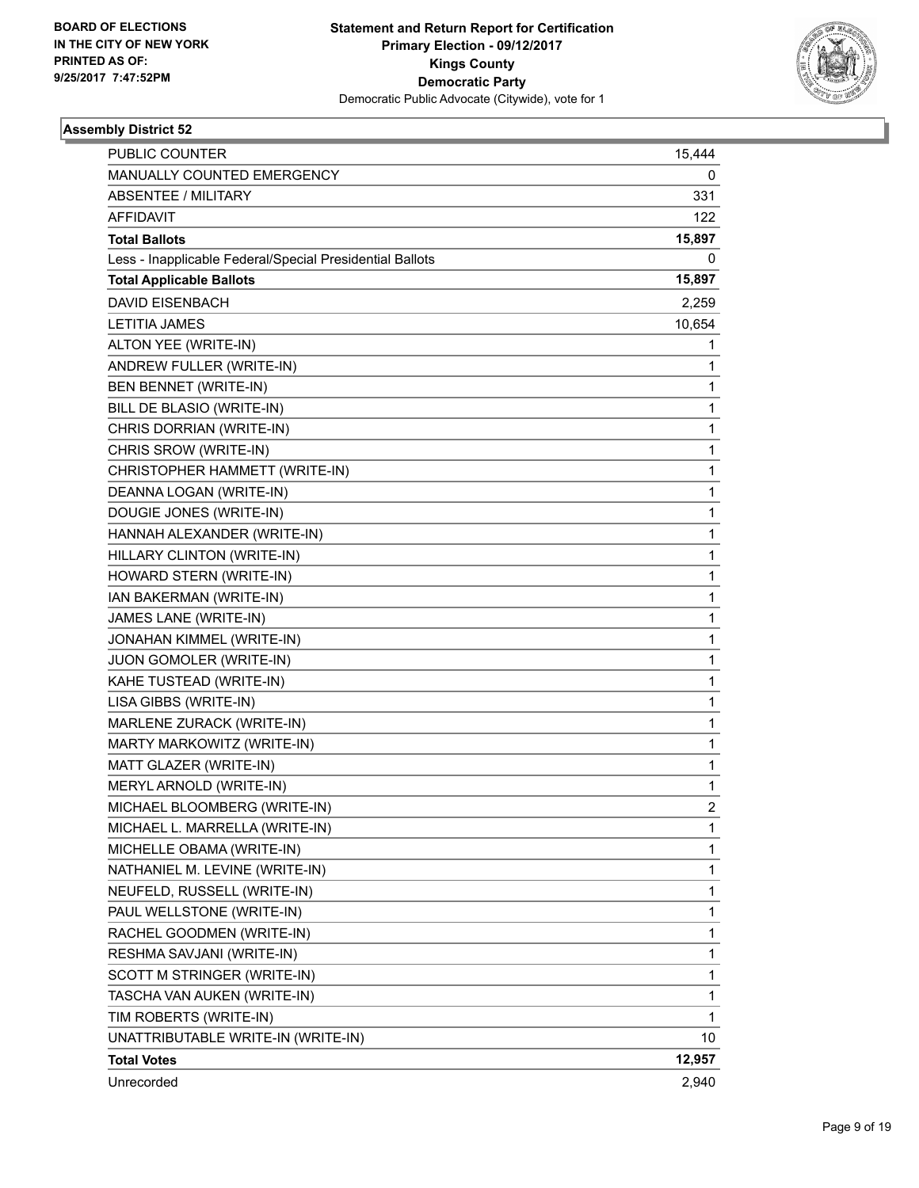BOARD OF ELECTIONS
IN THE CITY OF NEW YORK
PRINTED AS OF:
9/25/2017 7:47:52PM

**Statement and Return Report for Certification**
**Primary Election - 09/12/2017**
**Kings County**
**Democratic Party**
Democratic Public Advocate (Citywide), vote for 1

### Assembly District 52

| | |
|---|---|
| PUBLIC COUNTER | 15,444 |
| MANUALLY COUNTED EMERGENCY | 0 |
| ABSENTEE / MILITARY | 331 |
| AFFIDAVIT | 122 |
| **Total Ballots** | **15,897** |
| Less - Inapplicable Federal/Special Presidential Ballots | 0 |
| **Total Applicable Ballots** | **15,897** |
| DAVID EISENBACH | 2,259 |
| LETITIA JAMES | 10,654 |
| ALTON YEE (WRITE-IN) | 1 |
| ANDREW FULLER (WRITE-IN) | 1 |
| BEN BENNET (WRITE-IN) | 1 |
| BILL DE BLASIO (WRITE-IN) | 1 |
| CHRIS DORRIAN (WRITE-IN) | 1 |
| CHRIS SROW (WRITE-IN) | 1 |
| CHRISTOPHER HAMMETT (WRITE-IN) | 1 |
| DEANNA LOGAN (WRITE-IN) | 1 |
| DOUGIE JONES (WRITE-IN) | 1 |
| HANNAH ALEXANDER (WRITE-IN) | 1 |
| HILLARY CLINTON (WRITE-IN) | 1 |
| HOWARD STERN (WRITE-IN) | 1 |
| IAN BAKERMAN (WRITE-IN) | 1 |
| JAMES LANE (WRITE-IN) | 1 |
| JONAHAN KIMMEL (WRITE-IN) | 1 |
| JUON GOMOLER (WRITE-IN) | 1 |
| KAHE TUSTEAD (WRITE-IN) | 1 |
| LISA GIBBS (WRITE-IN) | 1 |
| MARLENE ZURACK (WRITE-IN) | 1 |
| MARTY MARKOWITZ (WRITE-IN) | 1 |
| MATT GLAZER (WRITE-IN) | 1 |
| MERYL ARNOLD (WRITE-IN) | 1 |
| MICHAEL BLOOMBERG (WRITE-IN) | 2 |
| MICHAEL L. MARRELLA (WRITE-IN) | 1 |
| MICHELLE OBAMA (WRITE-IN) | 1 |
| NATHANIEL M. LEVINE (WRITE-IN) | 1 |
| NEUFELD, RUSSELL (WRITE-IN) | 1 |
| PAUL WELLSTONE (WRITE-IN) | 1 |
| RACHEL GOODMEN (WRITE-IN) | 1 |
| RESHMA SAVJANI (WRITE-IN) | 1 |
| SCOTT M STRINGER (WRITE-IN) | 1 |
| TASCHA VAN AUKEN (WRITE-IN) | 1 |
| TIM ROBERTS (WRITE-IN) | 1 |
| UNATTRIBUTABLE WRITE-IN (WRITE-IN) | 10 |
| **Total Votes** | **12,957** |
| Unrecorded | 2,940 |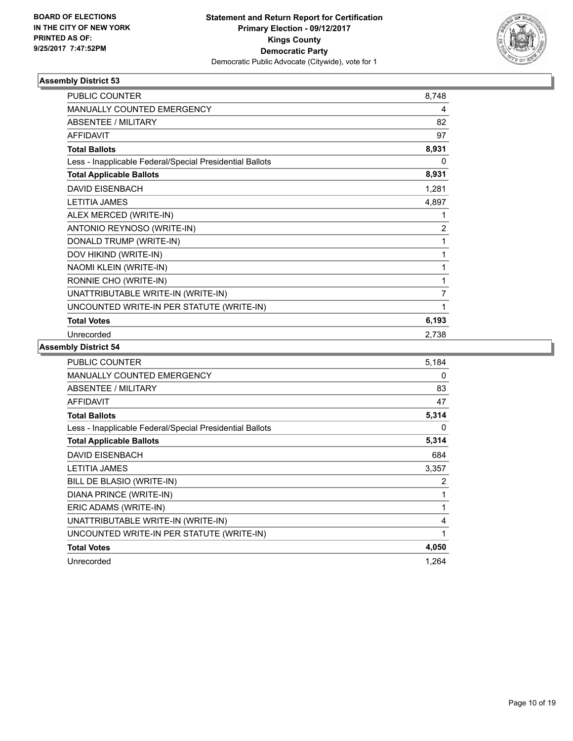**BOARD OF ELECTIONS IN THE CITY OF NEW YORK PRINTED AS OF: 9/25/2017 7:47:52PM**

**Statement and Return Report for Certification**
**Primary Election - 09/12/2017**
**Kings County**
**Democratic Party**
Democratic Public Advocate (Citywide), vote for 1

### Assembly District 53

| | |
|---|---|
| PUBLIC COUNTER | 8,748 |
| MANUALLY COUNTED EMERGENCY | 4 |
| ABSENTEE / MILITARY | 82 |
| AFFIDAVIT | 97 |
| **Total Ballots** | **8,931** |
| Less - Inapplicable Federal/Special Presidential Ballots | 0 |
| **Total Applicable Ballots** | **8,931** |
| DAVID EISENBACH | 1,281 |
| LETITIA JAMES | 4,897 |
| ALEX MERCED (WRITE-IN) | 1 |
| ANTONIO REYNOSO (WRITE-IN) | 2 |
| DONALD TRUMP (WRITE-IN) | 1 |
| DOV HIKIND (WRITE-IN) | 1 |
| NAOMI KLEIN (WRITE-IN) | 1 |
| RONNIE CHO (WRITE-IN) | 1 |
| UNATTRIBUTABLE WRITE-IN (WRITE-IN) | 7 |
| UNCOUNTED WRITE-IN PER STATUTE (WRITE-IN) | 1 |
| **Total Votes** | **6,193** |
| Unrecorded | 2,738 |

### Assembly District 54

| | |
|---|---|
| PUBLIC COUNTER | 5,184 |
| MANUALLY COUNTED EMERGENCY | 0 |
| ABSENTEE / MILITARY | 83 |
| AFFIDAVIT | 47 |
| **Total Ballots** | **5,314** |
| Less - Inapplicable Federal/Special Presidential Ballots | 0 |
| **Total Applicable Ballots** | **5,314** |
| DAVID EISENBACH | 684 |
| LETITIA JAMES | 3,357 |
| BILL DE BLASIO (WRITE-IN) | 2 |
| DIANA PRINCE (WRITE-IN) | 1 |
| ERIC ADAMS (WRITE-IN) | 1 |
| UNATTRIBUTABLE WRITE-IN (WRITE-IN) | 4 |
| UNCOUNTED WRITE-IN PER STATUTE (WRITE-IN) | 1 |
| **Total Votes** | **4,050** |
| Unrecorded | 1,264 |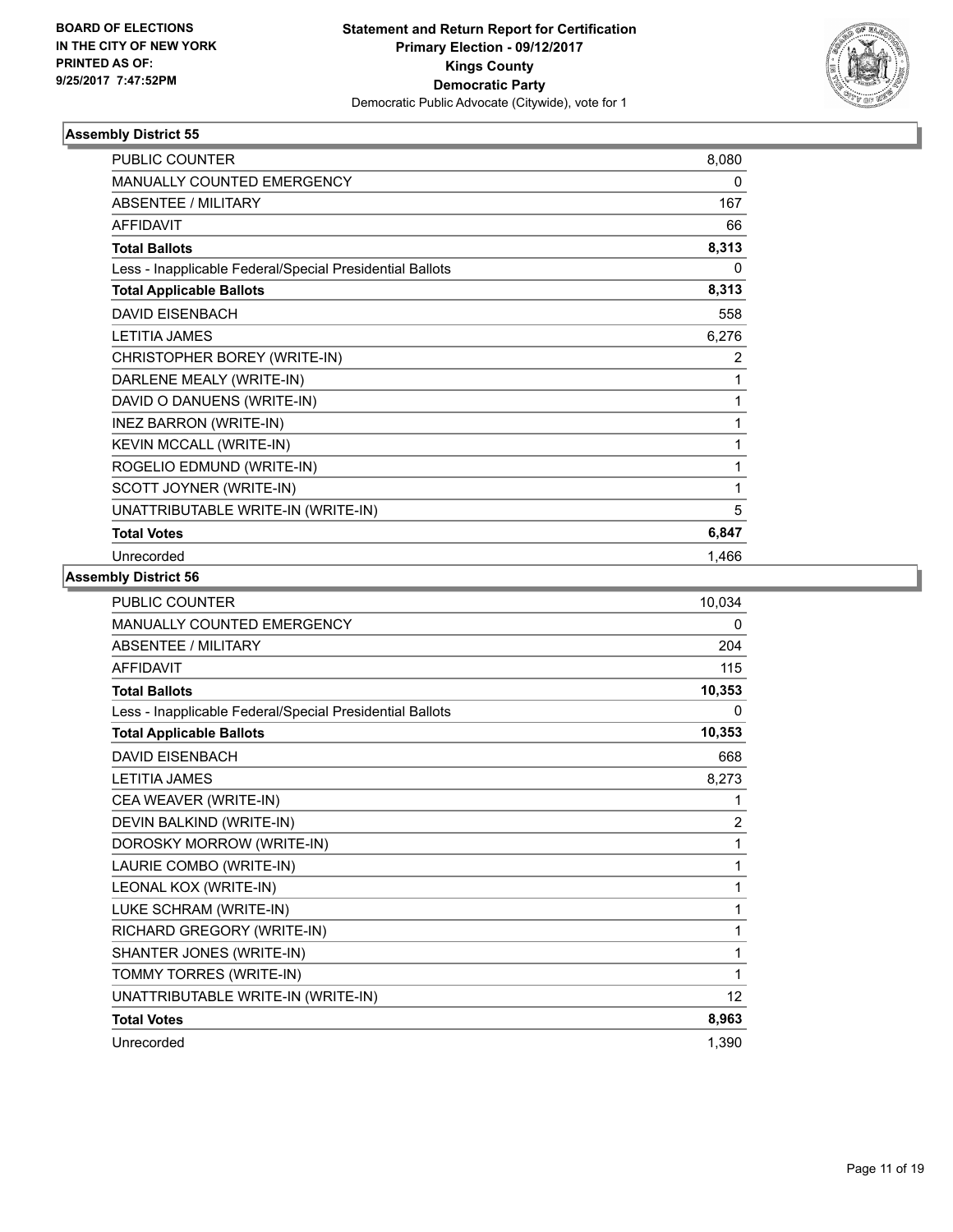BOARD OF ELECTIONS
IN THE CITY OF NEW YORK
PRINTED AS OF:
9/25/2017 7:47:52PM

**Statement and Return Report for Certification**
**Primary Election - 09/12/2017**
**Kings County**
**Democratic Party**
Democratic Public Advocate (Citywide), vote for 1

### Assembly District 55

| | |
|---|---|
| PUBLIC COUNTER | 8,080 |
| MANUALLY COUNTED EMERGENCY | 0 |
| ABSENTEE / MILITARY | 167 |
| AFFIDAVIT | 66 |
| **Total Ballots** | **8,313** |
| Less - Inapplicable Federal/Special Presidential Ballots | 0 |
| **Total Applicable Ballots** | **8,313** |
| DAVID EISENBACH | 558 |
| LETITIA JAMES | 6,276 |
| CHRISTOPHER BOREY (WRITE-IN) | 2 |
| DARLENE MEALY (WRITE-IN) | 1 |
| DAVID O DANUENS (WRITE-IN) | 1 |
| INEZ BARRON (WRITE-IN) | 1 |
| KEVIN MCCALL (WRITE-IN) | 1 |
| ROGELIO EDMUND (WRITE-IN) | 1 |
| SCOTT JOYNER (WRITE-IN) | 1 |
| UNATTRIBUTABLE WRITE-IN (WRITE-IN) | 5 |
| **Total Votes** | **6,847** |
| Unrecorded | 1,466 |

### Assembly District 56

| | |
|---|---|
| PUBLIC COUNTER | 10,034 |
| MANUALLY COUNTED EMERGENCY | 0 |
| ABSENTEE / MILITARY | 204 |
| AFFIDAVIT | 115 |
| **Total Ballots** | **10,353** |
| Less - Inapplicable Federal/Special Presidential Ballots | 0 |
| **Total Applicable Ballots** | **10,353** |
| DAVID EISENBACH | 668 |
| LETITIA JAMES | 8,273 |
| CEA WEAVER (WRITE-IN) | 1 |
| DEVIN BALKIND (WRITE-IN) | 2 |
| DOROSKY MORROW (WRITE-IN) | 1 |
| LAURIE COMBO (WRITE-IN) | 1 |
| LEONAL KOX (WRITE-IN) | 1 |
| LUKE SCHRAM (WRITE-IN) | 1 |
| RICHARD GREGORY (WRITE-IN) | 1 |
| SHANTER JONES (WRITE-IN) | 1 |
| TOMMY TORRES (WRITE-IN) | 1 |
| UNATTRIBUTABLE WRITE-IN (WRITE-IN) | 12 |
| **Total Votes** | **8,963** |
| Unrecorded | 1,390 |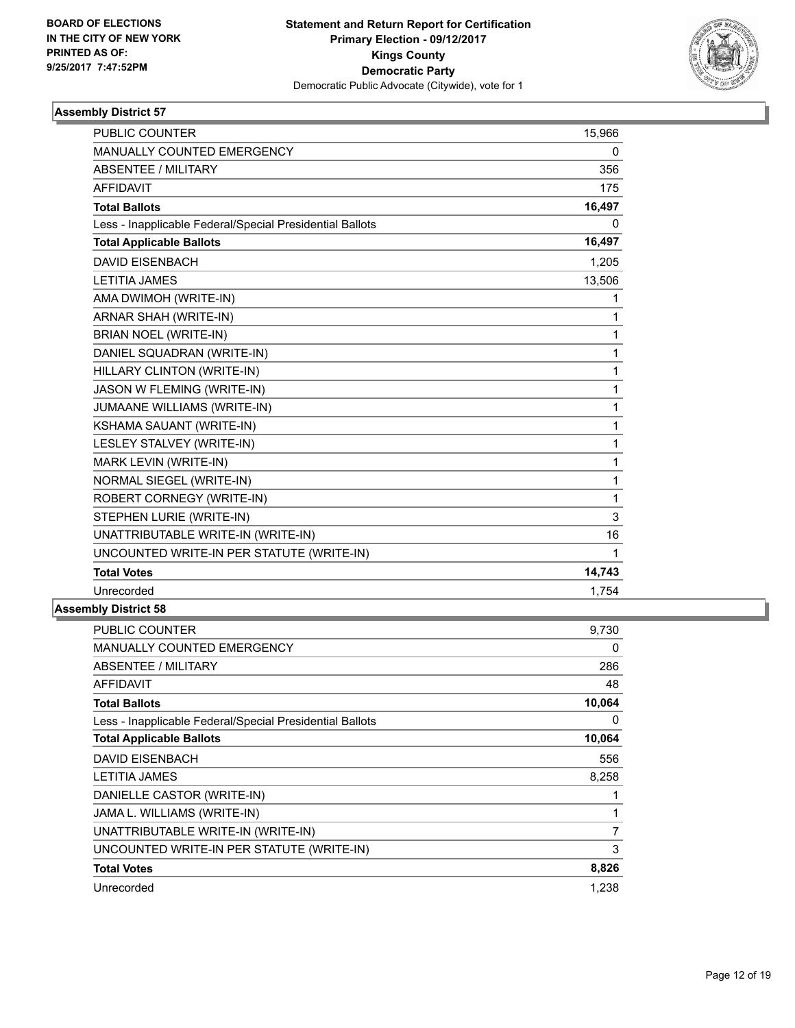BOARD OF ELECTIONS
IN THE CITY OF NEW YORK
PRINTED AS OF:
9/25/2017 7:47:52PM

**Statement and Return Report for Certification**
**Primary Election - 09/12/2017**
**Kings County**
**Democratic Party**
Democratic Public Advocate (Citywide), vote for 1

### Assembly District 57

| | |
|---|---|
| PUBLIC COUNTER | 15,966 |
| MANUALLY COUNTED EMERGENCY | 0 |
| ABSENTEE / MILITARY | 356 |
| AFFIDAVIT | 175 |
| **Total Ballots** | **16,497** |
| Less - Inapplicable Federal/Special Presidential Ballots | 0 |
| **Total Applicable Ballots** | **16,497** |
| DAVID EISENBACH | 1,205 |
| LETITIA JAMES | 13,506 |
| AMA DWIMOH (WRITE-IN) | 1 |
| ARNAR SHAH (WRITE-IN) | 1 |
| BRIAN NOEL (WRITE-IN) | 1 |
| DANIEL SQUADRAN (WRITE-IN) | 1 |
| HILLARY CLINTON (WRITE-IN) | 1 |
| JASON W FLEMING (WRITE-IN) | 1 |
| JUMAANE WILLIAMS (WRITE-IN) | 1 |
| KSHAMA SAUANT (WRITE-IN) | 1 |
| LESLEY STALVEY (WRITE-IN) | 1 |
| MARK LEVIN (WRITE-IN) | 1 |
| NORMAL SIEGEL (WRITE-IN) | 1 |
| ROBERT CORNEGY (WRITE-IN) | 1 |
| STEPHEN LURIE (WRITE-IN) | 3 |
| UNATTRIBUTABLE WRITE-IN (WRITE-IN) | 16 |
| UNCOUNTED WRITE-IN PER STATUTE (WRITE-IN) | 1 |
| **Total Votes** | **14,743** |
| Unrecorded | 1,754 |

### Assembly District 58

| | |
|---|---|
| PUBLIC COUNTER | 9,730 |
| MANUALLY COUNTED EMERGENCY | 0 |
| ABSENTEE / MILITARY | 286 |
| AFFIDAVIT | 48 |
| **Total Ballots** | **10,064** |
| Less - Inapplicable Federal/Special Presidential Ballots | 0 |
| **Total Applicable Ballots** | **10,064** |
| DAVID EISENBACH | 556 |
| LETITIA JAMES | 8,258 |
| DANIELLE CASTOR (WRITE-IN) | 1 |
| JAMA L. WILLIAMS (WRITE-IN) | 1 |
| UNATTRIBUTABLE WRITE-IN (WRITE-IN) | 7 |
| UNCOUNTED WRITE-IN PER STATUTE (WRITE-IN) | 3 |
| **Total Votes** | **8,826** |
| Unrecorded | 1,238 |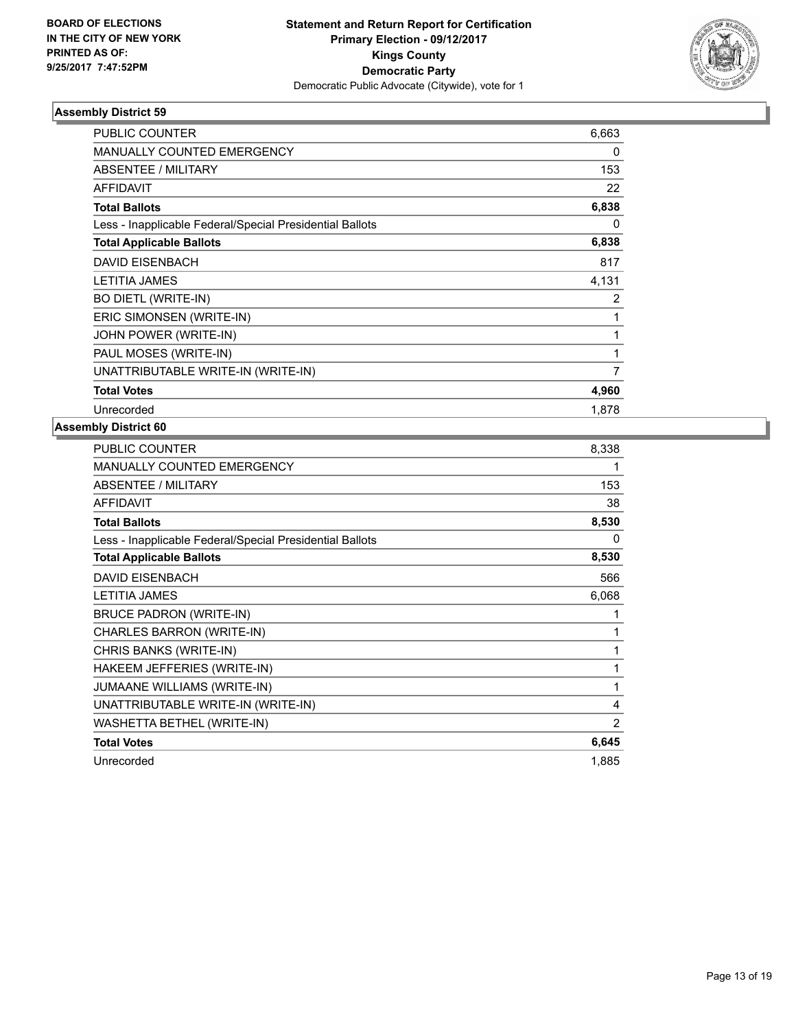BOARD OF ELECTIONS
IN THE CITY OF NEW YORK
PRINTED AS OF:
9/25/2017 7:47:52PM

**Statement and Return Report for Certification**
**Primary Election - 09/12/2017**
**Kings County**
**Democratic Party**
Democratic Public Advocate (Citywide), vote for 1

### Assembly District 59

| | |
|---|---|
| PUBLIC COUNTER | 6,663 |
| MANUALLY COUNTED EMERGENCY | 0 |
| ABSENTEE / MILITARY | 153 |
| AFFIDAVIT | 22 |
| **Total Ballots** | **6,838** |
| Less - Inapplicable Federal/Special Presidential Ballots | 0 |
| **Total Applicable Ballots** | **6,838** |
| DAVID EISENBACH | 817 |
| LETITIA JAMES | 4,131 |
| BO DIETL (WRITE-IN) | 2 |
| ERIC SIMONSEN (WRITE-IN) | 1 |
| JOHN POWER (WRITE-IN) | 1 |
| PAUL MOSES (WRITE-IN) | 1 |
| UNATTRIBUTABLE WRITE-IN (WRITE-IN) | 7 |
| **Total Votes** | **4,960** |
| Unrecorded | 1,878 |

### Assembly District 60

| | |
|---|---|
| PUBLIC COUNTER | 8,338 |
| MANUALLY COUNTED EMERGENCY | 1 |
| ABSENTEE / MILITARY | 153 |
| AFFIDAVIT | 38 |
| **Total Ballots** | **8,530** |
| Less - Inapplicable Federal/Special Presidential Ballots | 0 |
| **Total Applicable Ballots** | **8,530** |
| DAVID EISENBACH | 566 |
| LETITIA JAMES | 6,068 |
| BRUCE PADRON (WRITE-IN) | 1 |
| CHARLES BARRON (WRITE-IN) | 1 |
| CHRIS BANKS (WRITE-IN) | 1 |
| HAKEEM JEFFERIES (WRITE-IN) | 1 |
| JUMAANE WILLIAMS (WRITE-IN) | 1 |
| UNATTRIBUTABLE WRITE-IN (WRITE-IN) | 4 |
| WASHETTA BETHEL (WRITE-IN) | 2 |
| **Total Votes** | **6,645** |
| Unrecorded | 1,885 |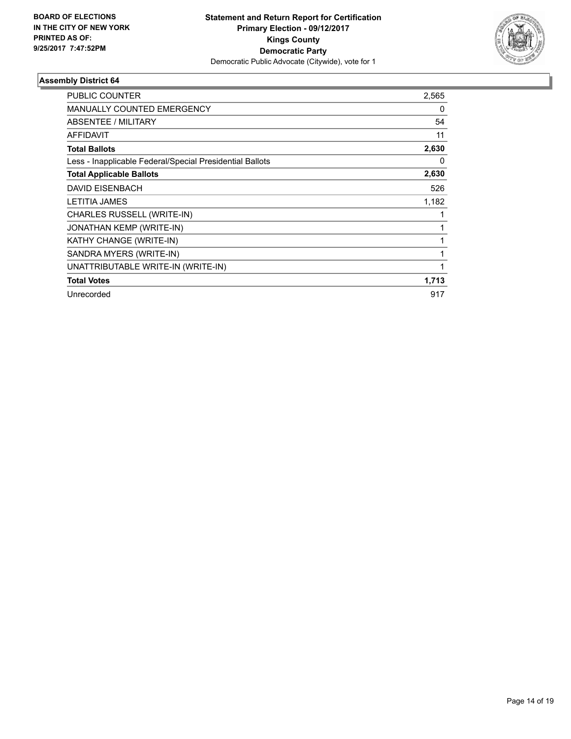BOARD OF ELECTIONS
IN THE CITY OF NEW YORK
PRINTED AS OF:
9/25/2017 7:47:52PM

**Statement and Return Report for Certification**
**Primary Election - 09/12/2017**
**Kings County**
**Democratic Party**
Democratic Public Advocate (Citywide), vote for 1

### Assembly District 64

| | |
|---|---|
| PUBLIC COUNTER | 2,565 |
| MANUALLY COUNTED EMERGENCY | 0 |
| ABSENTEE / MILITARY | 54 |
| AFFIDAVIT | 11 |
| **Total Ballots** | **2,630** |
| Less - Inapplicable Federal/Special Presidential Ballots | 0 |
| **Total Applicable Ballots** | **2,630** |
| DAVID EISENBACH | 526 |
| LETITIA JAMES | 1,182 |
| CHARLES RUSSELL (WRITE-IN) | 1 |
| JONATHAN KEMP (WRITE-IN) | 1 |
| KATHY CHANGE (WRITE-IN) | 1 |
| SANDRA MYERS (WRITE-IN) | 1 |
| UNATTRIBUTABLE WRITE-IN (WRITE-IN) | 1 |
| **Total Votes** | **1,713** |
| Unrecorded | 917 |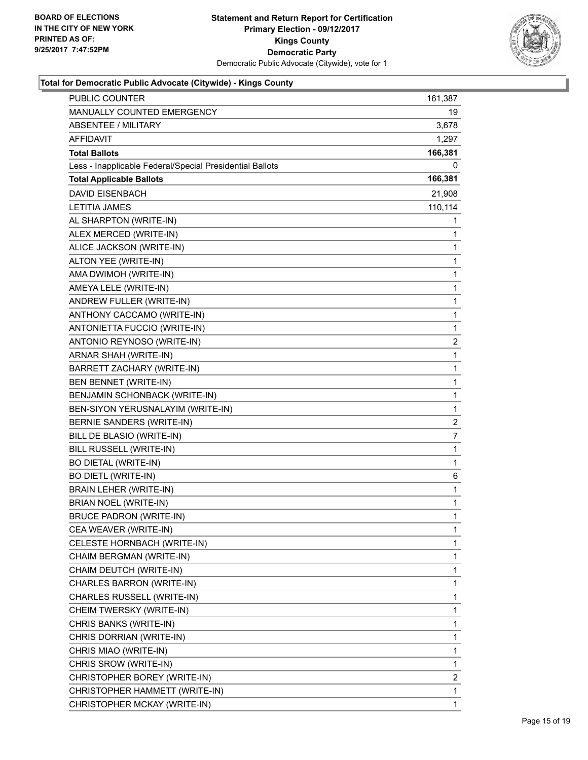BOARD OF ELECTIONS
IN THE CITY OF NEW YORK
PRINTED AS OF:
9/25/2017 7:47:52PM

**Statement and Return Report for Certification**
**Primary Election - 09/12/2017**
**Kings County**
**Democratic Party**
Democratic Public Advocate (Citywide), vote for 1

### Total for Democratic Public Advocate (Citywide) - Kings County

| | |
|---|---|
| PUBLIC COUNTER | 161,387 |
| MANUALLY COUNTED EMERGENCY | 19 |
| ABSENTEE / MILITARY | 3,678 |
| AFFIDAVIT | 1,297 |
| **Total Ballots** | **166,381** |
| Less - Inapplicable Federal/Special Presidential Ballots | 0 |
| **Total Applicable Ballots** | **166,381** |
| DAVID EISENBACH | 21,908 |
| LETITIA JAMES | 110,114 |
| AL SHARPTON (WRITE-IN) | 1 |
| ALEX MERCED (WRITE-IN) | 1 |
| ALICE JACKSON (WRITE-IN) | 1 |
| ALTON YEE (WRITE-IN) | 1 |
| AMA DWIMOH (WRITE-IN) | 1 |
| AMEYA LELE (WRITE-IN) | 1 |
| ANDREW FULLER (WRITE-IN) | 1 |
| ANTHONY CACCAMO (WRITE-IN) | 1 |
| ANTONIETTA FUCCIO (WRITE-IN) | 1 |
| ANTONIO REYNOSO (WRITE-IN) | 2 |
| ARNAR SHAH (WRITE-IN) | 1 |
| BARRETT ZACHARY (WRITE-IN) | 1 |
| BEN BENNET (WRITE-IN) | 1 |
| BENJAMIN SCHONBACK (WRITE-IN) | 1 |
| BEN-SIYON YERUSNALAYIM (WRITE-IN) | 1 |
| BERNIE SANDERS (WRITE-IN) | 2 |
| BILL DE BLASIO (WRITE-IN) | 7 |
| BILL RUSSELL (WRITE-IN) | 1 |
| BO DIETAL (WRITE-IN) | 1 |
| BO DIETL (WRITE-IN) | 6 |
| BRAIN LEHER (WRITE-IN) | 1 |
| BRIAN NOEL (WRITE-IN) | 1 |
| BRUCE PADRON (WRITE-IN) | 1 |
| CEA WEAVER (WRITE-IN) | 1 |
| CELESTE HORNBACH (WRITE-IN) | 1 |
| CHAIM BERGMAN (WRITE-IN) | 1 |
| CHAIM DEUTCH (WRITE-IN) | 1 |
| CHARLES BARRON (WRITE-IN) | 1 |
| CHARLES RUSSELL (WRITE-IN) | 1 |
| CHEIM TWERSKY (WRITE-IN) | 1 |
| CHRIS BANKS (WRITE-IN) | 1 |
| CHRIS DORRIAN (WRITE-IN) | 1 |
| CHRIS MIAO (WRITE-IN) | 1 |
| CHRIS SROW (WRITE-IN) | 1 |
| CHRISTOPHER BOREY (WRITE-IN) | 2 |
| CHRISTOPHER HAMMETT (WRITE-IN) | 1 |
| CHRISTOPHER MCKAY (WRITE-IN) | 1 |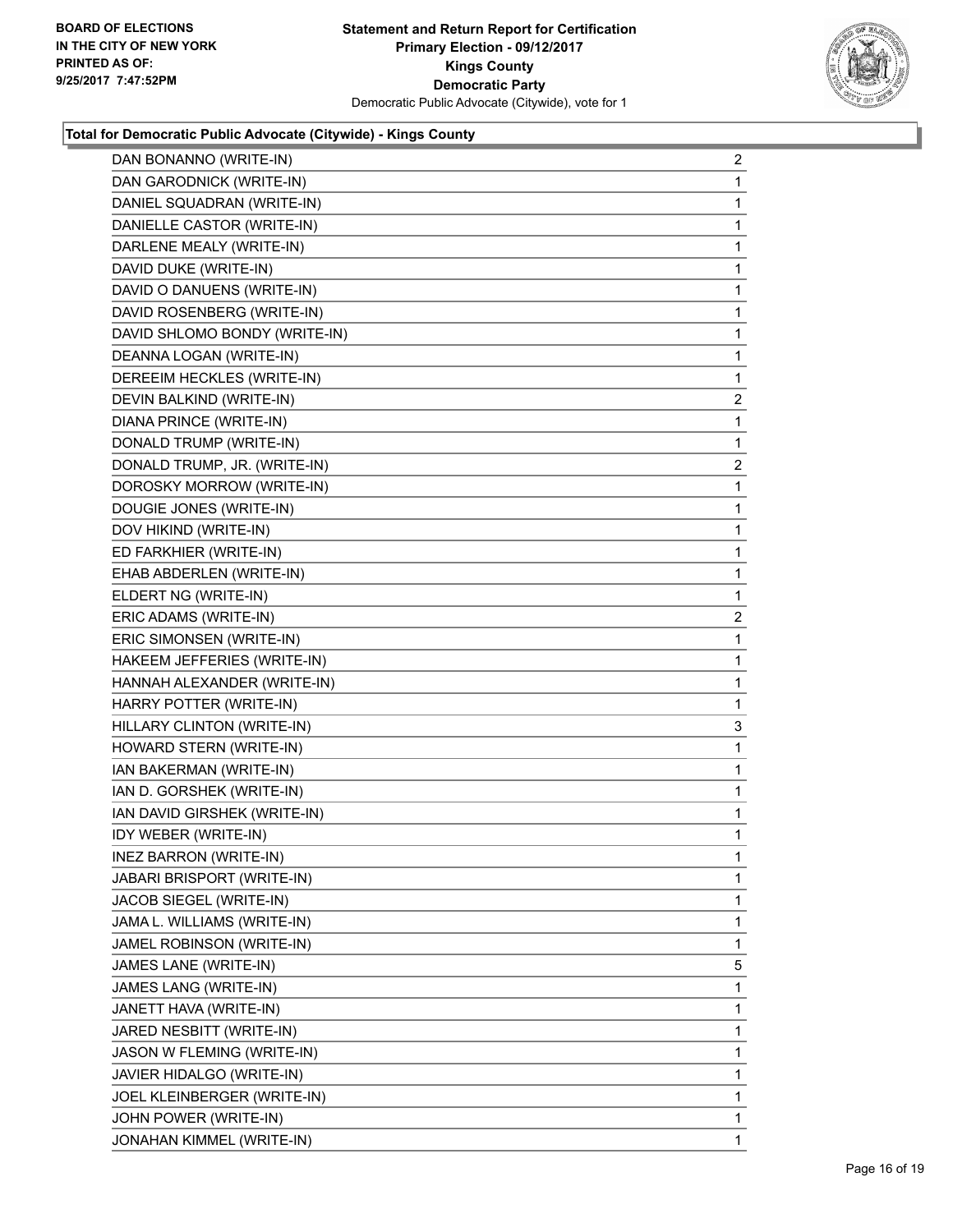BOARD OF ELECTIONS
IN THE CITY OF NEW YORK
PRINTED AS OF:
9/25/2017 7:47:52PM

**Statement and Return Report for Certification**
**Primary Election - 09/12/2017**
**Kings County**
**Democratic Party**
Democratic Public Advocate (Citywide), vote for 1

### Total for Democratic Public Advocate (Citywide) - Kings County

| | |
|---|---|
| DAN BONANNO (WRITE-IN) | 2 |
| DAN GARODNICK (WRITE-IN) | 1 |
| DANIEL SQUADRAN (WRITE-IN) | 1 |
| DANIELLE CASTOR (WRITE-IN) | 1 |
| DARLENE MEALY (WRITE-IN) | 1 |
| DAVID DUKE (WRITE-IN) | 1 |
| DAVID O DANUENS (WRITE-IN) | 1 |
| DAVID ROSENBERG (WRITE-IN) | 1 |
| DAVID SHLOMO BONDY (WRITE-IN) | 1 |
| DEANNA LOGAN (WRITE-IN) | 1 |
| DEREEIM HECKLES (WRITE-IN) | 1 |
| DEVIN BALKIND (WRITE-IN) | 2 |
| DIANA PRINCE (WRITE-IN) | 1 |
| DONALD TRUMP (WRITE-IN) | 1 |
| DONALD TRUMP, JR. (WRITE-IN) | 2 |
| DOROSKY MORROW (WRITE-IN) | 1 |
| DOUGIE JONES (WRITE-IN) | 1 |
| DOV HIKIND (WRITE-IN) | 1 |
| ED FARKHIER (WRITE-IN) | 1 |
| EHAB ABDERLEN (WRITE-IN) | 1 |
| ELDERT NG (WRITE-IN) | 1 |
| ERIC ADAMS (WRITE-IN) | 2 |
| ERIC SIMONSEN (WRITE-IN) | 1 |
| HAKEEM JEFFERIES (WRITE-IN) | 1 |
| HANNAH ALEXANDER (WRITE-IN) | 1 |
| HARRY POTTER (WRITE-IN) | 1 |
| HILLARY CLINTON (WRITE-IN) | 3 |
| HOWARD STERN (WRITE-IN) | 1 |
| IAN BAKERMAN (WRITE-IN) | 1 |
| IAN D. GORSHEK (WRITE-IN) | 1 |
| IAN DAVID GIRSHEK (WRITE-IN) | 1 |
| IDY WEBER (WRITE-IN) | 1 |
| INEZ BARRON (WRITE-IN) | 1 |
| JABARI BRISPORT (WRITE-IN) | 1 |
| JACOB SIEGEL (WRITE-IN) | 1 |
| JAMA L. WILLIAMS (WRITE-IN) | 1 |
| JAMEL ROBINSON (WRITE-IN) | 1 |
| JAMES LANE (WRITE-IN) | 5 |
| JAMES LANG (WRITE-IN) | 1 |
| JANETT HAVA (WRITE-IN) | 1 |
| JARED NESBITT (WRITE-IN) | 1 |
| JASON W FLEMING (WRITE-IN) | 1 |
| JAVIER HIDALGO (WRITE-IN) | 1 |
| JOEL KLEINBERGER (WRITE-IN) | 1 |
| JOHN POWER (WRITE-IN) | 1 |
| JONAHAN KIMMEL (WRITE-IN) | 1 |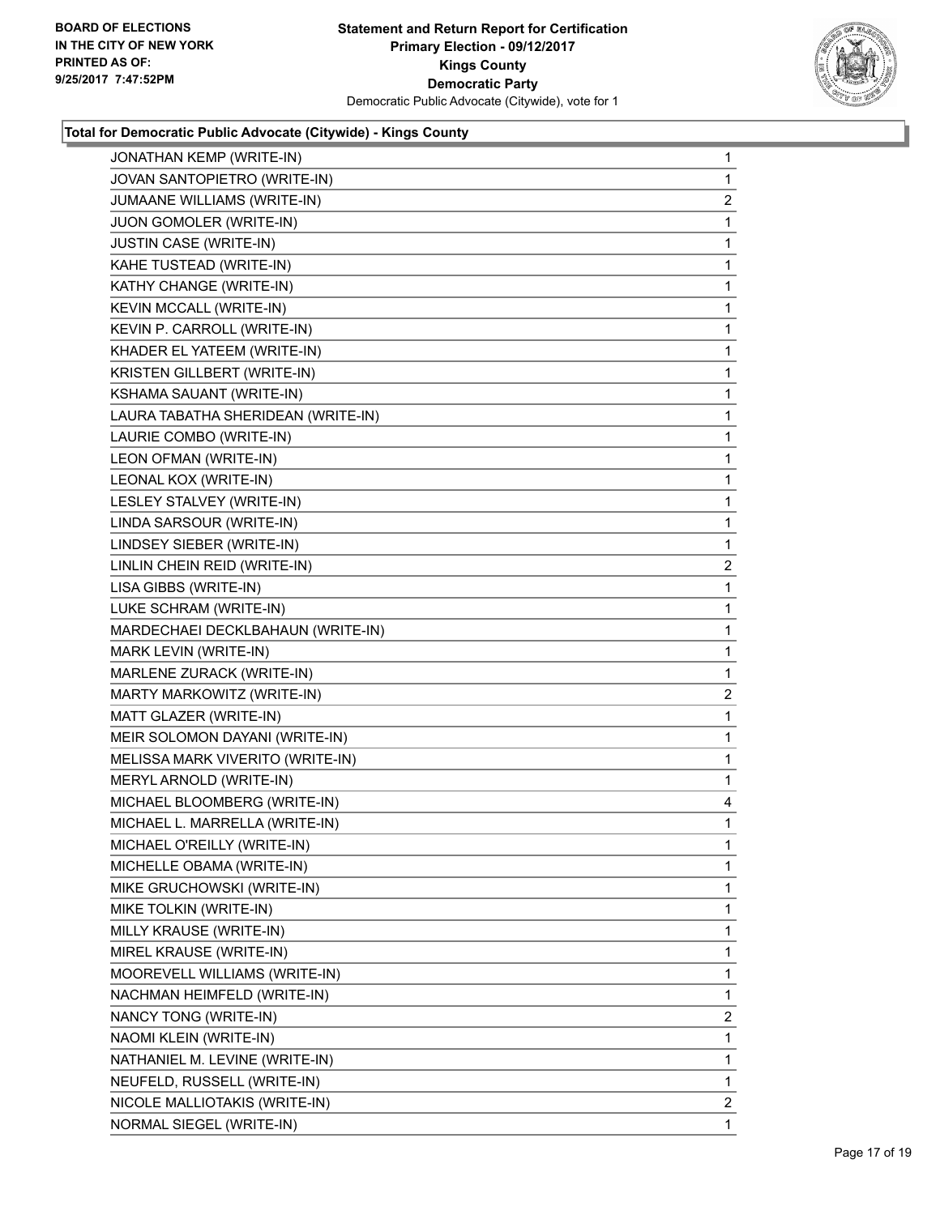**Statement and Return Report for Certification**
**Primary Election - 09/12/2017**
**Kings County**
**Democratic Party**
Democratic Public Advocate (Citywide), vote for 1

BOARD OF ELECTIONS
IN THE CITY OF NEW YORK
PRINTED AS OF:
9/25/2017 7:47:52PM

### Total for Democratic Public Advocate (Citywide) - Kings County

| | |
|---|---|
| JONATHAN KEMP (WRITE-IN) | 1 |
| JOVAN SANTOPIETRO (WRITE-IN) | 1 |
| JUMAANE WILLIAMS (WRITE-IN) | 2 |
| JUON GOMOLER (WRITE-IN) | 1 |
| JUSTIN CASE (WRITE-IN) | 1 |
| KAHE TUSTEAD (WRITE-IN) | 1 |
| KATHY CHANGE (WRITE-IN) | 1 |
| KEVIN MCCALL (WRITE-IN) | 1 |
| KEVIN P. CARROLL (WRITE-IN) | 1 |
| KHADER EL YATEEM (WRITE-IN) | 1 |
| KRISTEN GILLBERT (WRITE-IN) | 1 |
| KSHAMA SAUANT (WRITE-IN) | 1 |
| LAURA TABATHA SHERIDEAN (WRITE-IN) | 1 |
| LAURIE COMBO (WRITE-IN) | 1 |
| LEON OFMAN (WRITE-IN) | 1 |
| LEONAL KOX (WRITE-IN) | 1 |
| LESLEY STALVEY (WRITE-IN) | 1 |
| LINDA SARSOUR (WRITE-IN) | 1 |
| LINDSEY SIEBER (WRITE-IN) | 1 |
| LINLIN CHEIN REID (WRITE-IN) | 2 |
| LISA GIBBS (WRITE-IN) | 1 |
| LUKE SCHRAM (WRITE-IN) | 1 |
| MARDECHAEI DECKLBAHAUN (WRITE-IN) | 1 |
| MARK LEVIN (WRITE-IN) | 1 |
| MARLENE ZURACK (WRITE-IN) | 1 |
| MARTY MARKOWITZ (WRITE-IN) | 2 |
| MATT GLAZER (WRITE-IN) | 1 |
| MEIR SOLOMON DAYANI (WRITE-IN) | 1 |
| MELISSA MARK VIVERITO (WRITE-IN) | 1 |
| MERYL ARNOLD (WRITE-IN) | 1 |
| MICHAEL BLOOMBERG (WRITE-IN) | 4 |
| MICHAEL L. MARRELLA (WRITE-IN) | 1 |
| MICHAEL O'REILLY (WRITE-IN) | 1 |
| MICHELLE OBAMA (WRITE-IN) | 1 |
| MIKE GRUCHOWSKI (WRITE-IN) | 1 |
| MIKE TOLKIN (WRITE-IN) | 1 |
| MILLY KRAUSE (WRITE-IN) | 1 |
| MIREL KRAUSE (WRITE-IN) | 1 |
| MOOREVELL WILLIAMS (WRITE-IN) | 1 |
| NACHMAN HEIMFELD (WRITE-IN) | 1 |
| NANCY TONG (WRITE-IN) | 2 |
| NAOMI KLEIN (WRITE-IN) | 1 |
| NATHANIEL M. LEVINE (WRITE-IN) | 1 |
| NEUFELD, RUSSELL (WRITE-IN) | 1 |
| NICOLE MALLIOTAKIS (WRITE-IN) | 2 |
| NORMAL SIEGEL (WRITE-IN) | 1 |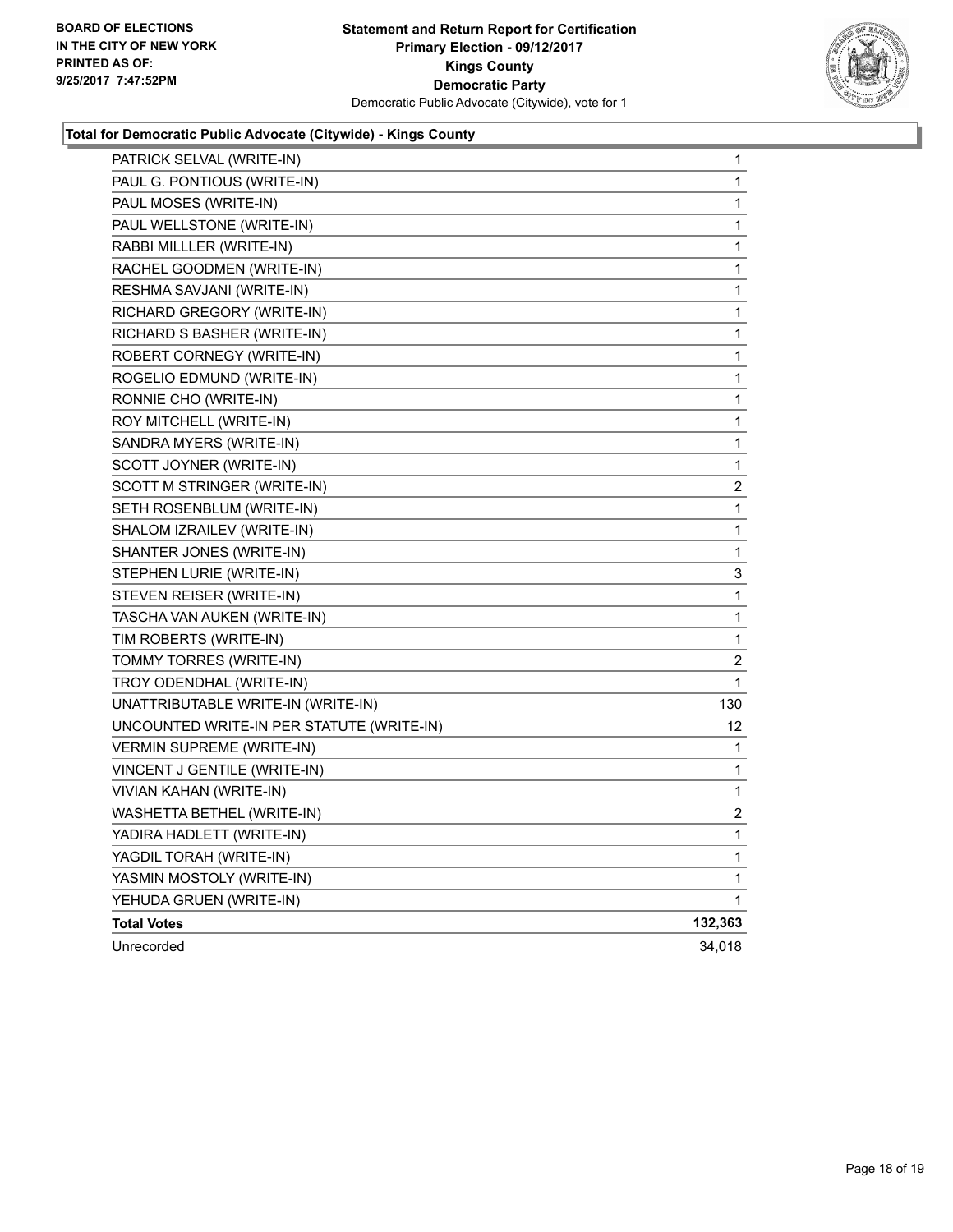**BOARD OF ELECTIONS IN THE CITY OF NEW YORK**
**PRINTED AS OF: 9/25/2017 7:47:52PM**

**Statement and Return Report for Certification**
**Primary Election - 09/12/2017**
**Kings County**
**Democratic Party**
Democratic Public Advocate (Citywide), vote for 1

### Total for Democratic Public Advocate (Citywide) - Kings County

| | |
|---|---|
| PATRICK SELVAL (WRITE-IN) | 1 |
| PAUL G. PONTIOUS (WRITE-IN) | 1 |
| PAUL MOSES (WRITE-IN) | 1 |
| PAUL WELLSTONE (WRITE-IN) | 1 |
| RABBI MILLLER (WRITE-IN) | 1 |
| RACHEL GOODMEN (WRITE-IN) | 1 |
| RESHMA SAVJANI (WRITE-IN) | 1 |
| RICHARD GREGORY (WRITE-IN) | 1 |
| RICHARD S BASHER (WRITE-IN) | 1 |
| ROBERT CORNEGY (WRITE-IN) | 1 |
| ROGELIO EDMUND (WRITE-IN) | 1 |
| RONNIE CHO (WRITE-IN) | 1 |
| ROY MITCHELL (WRITE-IN) | 1 |
| SANDRA MYERS (WRITE-IN) | 1 |
| SCOTT JOYNER (WRITE-IN) | 1 |
| SCOTT M STRINGER (WRITE-IN) | 2 |
| SETH ROSENBLUM (WRITE-IN) | 1 |
| SHALOM IZRAILEV (WRITE-IN) | 1 |
| SHANTER JONES (WRITE-IN) | 1 |
| STEPHEN LURIE (WRITE-IN) | 3 |
| STEVEN REISER (WRITE-IN) | 1 |
| TASCHA VAN AUKEN (WRITE-IN) | 1 |
| TIM ROBERTS (WRITE-IN) | 1 |
| TOMMY TORRES (WRITE-IN) | 2 |
| TROY ODENDHAL (WRITE-IN) | 1 |
| UNATTRIBUTABLE WRITE-IN (WRITE-IN) | 130 |
| UNCOUNTED WRITE-IN PER STATUTE (WRITE-IN) | 12 |
| VERMIN SUPREME (WRITE-IN) | 1 |
| VINCENT J GENTILE (WRITE-IN) | 1 |
| VIVIAN KAHAN (WRITE-IN) | 1 |
| WASHETTA BETHEL (WRITE-IN) | 2 |
| YADIRA HADLETT (WRITE-IN) | 1 |
| YAGDIL TORAH (WRITE-IN) | 1 |
| YASMIN MOSTOLY (WRITE-IN) | 1 |
| YEHUDA GRUEN (WRITE-IN) | 1 |
| **Total Votes** | **132,363** |
| Unrecorded | 34,018 |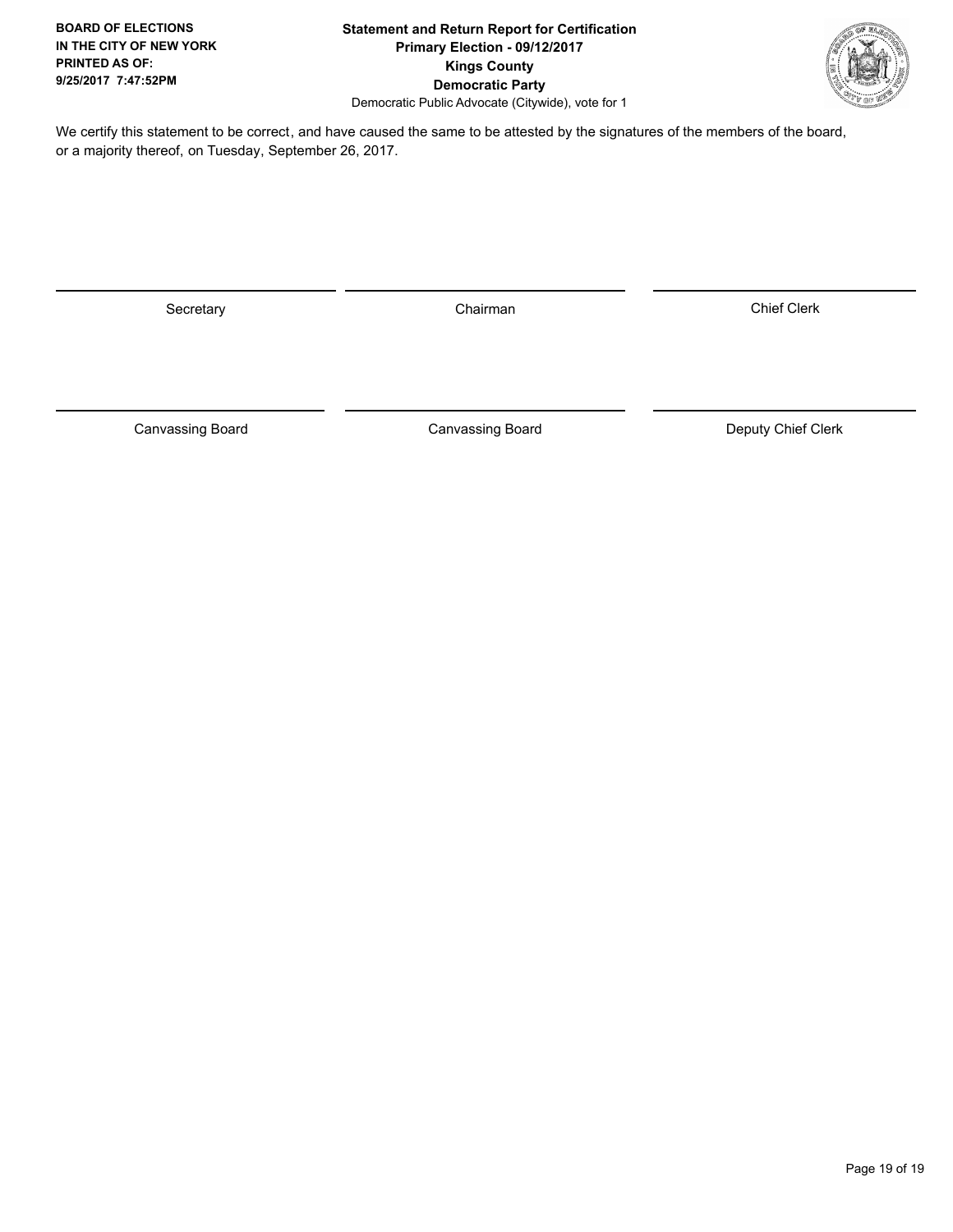**BOARD OF ELECTIONS IN THE CITY OF NEW YORK PRINTED AS OF: 9/25/2017 7:47:52PM**

**Statement and Return Report for Certification**
**Primary Election - 09/12/2017**
**Kings County**
**Democratic Party**
Democratic Public Advocate (Citywide), vote for 1

We certify this statement to be correct, and have caused the same to be attested by the signatures of the members of the board, or a majority thereof, on Tuesday, September 26, 2017.

| | | |
|---|---|---|
| Secretary | Chairman | Chief Clerk |
| Canvassing Board | Canvassing Board | Deputy Chief Clerk |